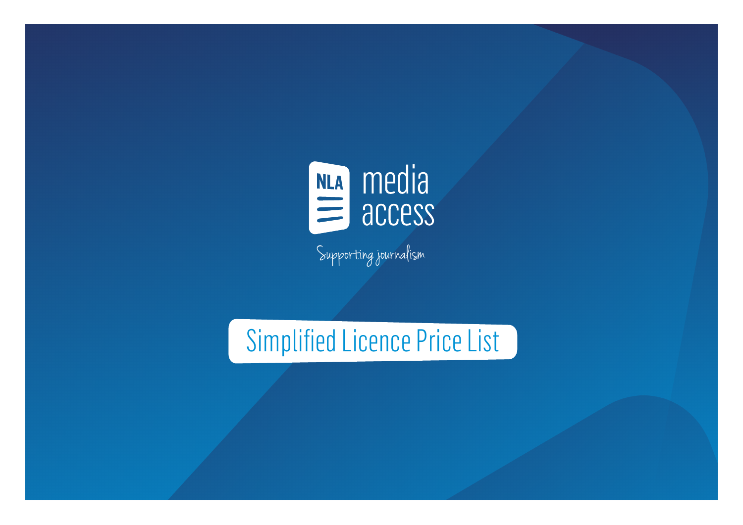NLA media access

Supporting journalism

# Simplified Licence Price List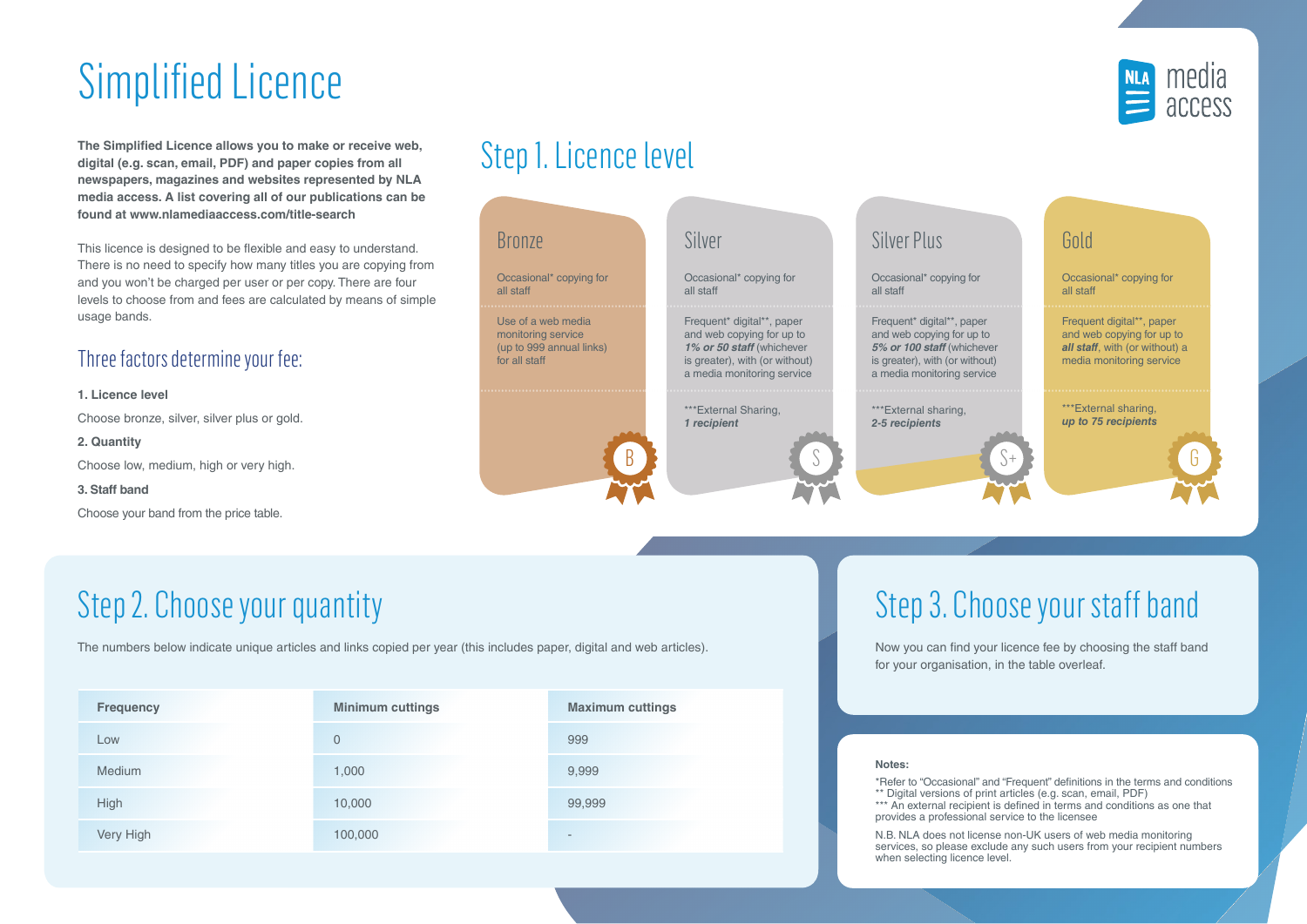# Simplified Licence

**The Simplified Licence allows you to make or receive web, digital (e.g. scan, email, PDF) and paper copies from all newspapers, magazines and websites represented by NLA media access. A list covering all of our publications can be found at www.nlamediaaccess.com/title-search**

This licence is designed to be flexible and easy to understand. There is no need to specify how many titles you are copying from and you won't be charged per user or per copy. There are four levels to choose from and fees are calculated by means of simple usage bands.

## Three factors determine your fee:

**1. Licence level**

Choose bronze, silver, silver plus or gold.

**2. Quantity**

Choose low, medium, high or very high.

**3. Staff band**

Choose your band from the price table.

## Step 1. Licence level

| Bronze | Silver | Silver Plus | Gold |
|---|---|---|---|
| Occasional* copying for all staff | Occasional* copying for all staff | Occasional* copying for all staff | Occasional* copying for all staff |
| Use of a web media monitoring service (up to 999 annual links) for all staff | Frequent* digital**, paper and web copying for up to ***1% or 50 staff*** (whichever is greater), with (or without) a media monitoring service | Frequent* digital**, paper and web copying for up to ***5% or 100 staff*** (whichever is greater), with (or without) a media monitoring service | Frequent digital**, paper and web copying for up to ***all staff***, with (or without) a media monitoring service |
| | ***External Sharing, ***1 recipient*** | ***External sharing, ***2-5 recipients*** | ***External sharing, ***up to 75 recipients*** |

## Step 2. Choose your quantity

The numbers below indicate unique articles and links copied per year (this includes paper, digital and web articles).

| Frequency | Minimum cuttings | Maximum cuttings |
|---|---|---|
| Low | 0 | 999 |
| Medium | 1,000 | 9,999 |
| High | 10,000 | 99,999 |
| Very High | 100,000 | - |

## Step 3. Choose your staff band

Now you can find your licence fee by choosing the staff band for your organisation, in the table overleaf.

**Notes:**

*Refer to "Occasional" and "Frequent" definitions in the terms and conditions
** Digital versions of print articles (e.g. scan, email, PDF)
*** An external recipient is defined in terms and conditions as one that provides a professional service to the licensee

N.B. NLA does not license non-UK users of web media monitoring services, so please exclude any such users from your recipient numbers when selecting licence level.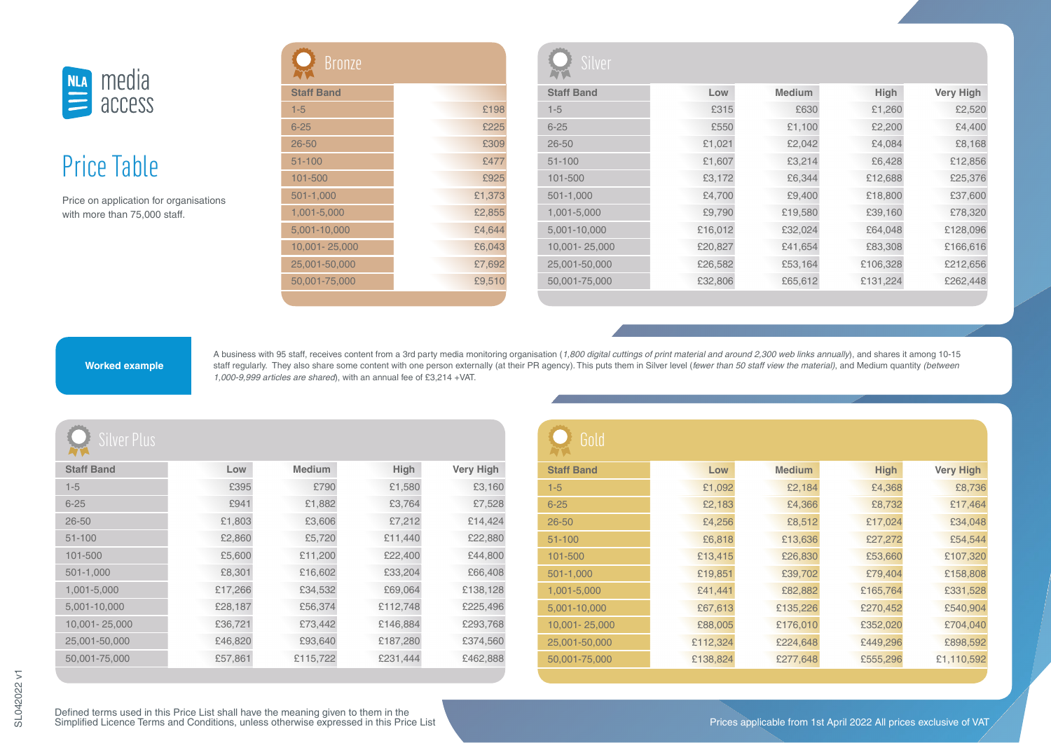NLA media access

# Price Table

Price on application for organisations with more than 75,000 staff.

## Bronze

| Staff Band | |
|---|---|
| 1-5 | £198 |
| 6-25 | £225 |
| 26-50 | £309 |
| 51-100 | £477 |
| 101-500 | £925 |
| 501-1,000 | £1,373 |
| 1,001-5,000 | £2,855 |
| 5,001-10,000 | £4,644 |
| 10,001- 25,000 | £6,043 |
| 25,001-50,000 | £7,692 |
| 50,001-75,000 | £9,510 |

## Silver

| Staff Band | Low | Medium | High | Very High |
|---|---|---|---|---|
| 1-5 | £315 | £630 | £1,260 | £2,520 |
| 6-25 | £550 | £1,100 | £2,200 | £4,400 |
| 26-50 | £1,021 | £2,042 | £4,084 | £8,168 |
| 51-100 | £1,607 | £3,214 | £6,428 | £12,856 |
| 101-500 | £3,172 | £6,344 | £12,688 | £25,376 |
| 501-1,000 | £4,700 | £9,400 | £18,800 | £37,600 |
| 1,001-5,000 | £9,790 | £19,580 | £39,160 | £78,320 |
| 5,001-10,000 | £16,012 | £32,024 | £64,048 | £128,096 |
| 10,001- 25,000 | £20,827 | £41,654 | £83,308 | £166,616 |
| 25,001-50,000 | £26,582 | £53,164 | £106,328 | £212,656 |
| 50,001-75,000 | £32,806 | £65,612 | £131,224 | £262,448 |

**Worked example**

A business with 95 staff, receives content from a 3rd party media monitoring organisation (*1,800 digital cuttings of print material and around 2,300 web links annually*), and shares it among 10-15 staff regularly. They also share some content with one person externally (at their PR agency). This puts them in Silver level (*fewer than 50 staff view the material*), and Medium quantity *(between 1,000-9,999 articles are shared*), with an annual fee of £3,214 +VAT.

## Silver Plus

| Staff Band | Low | Medium | High | Very High |
|---|---|---|---|---|
| 1-5 | £395 | £790 | £1,580 | £3,160 |
| 6-25 | £941 | £1,882 | £3,764 | £7,528 |
| 26-50 | £1,803 | £3,606 | £7,212 | £14,424 |
| 51-100 | £2,860 | £5,720 | £11,440 | £22,880 |
| 101-500 | £5,600 | £11,200 | £22,400 | £44,800 |
| 501-1,000 | £8,301 | £16,602 | £33,204 | £66,408 |
| 1,001-5,000 | £17,266 | £34,532 | £69,064 | £138,128 |
| 5,001-10,000 | £28,187 | £56,374 | £112,748 | £225,496 |
| 10,001- 25,000 | £36,721 | £73,442 | £146,884 | £293,768 |
| 25,001-50,000 | £46,820 | £93,640 | £187,280 | £374,560 |
| 50,001-75,000 | £57,861 | £115,722 | £231,444 | £462,888 |

## Gold

| Staff Band | Low | Medium | High | Very High |
|---|---|---|---|---|
| 1-5 | £1,092 | £2,184 | £4,368 | £8,736 |
| 6-25 | £2,183 | £4,366 | £8,732 | £17,464 |
| 26-50 | £4,256 | £8,512 | £17,024 | £34,048 |
| 51-100 | £6,818 | £13,636 | £27,272 | £54,544 |
| 101-500 | £13,415 | £26,830 | £53,660 | £107,320 |
| 501-1,000 | £19,851 | £39,702 | £79,404 | £158,808 |
| 1,001-5,000 | £41,441 | £82,882 | £165,764 | £331,528 |
| 5,001-10,000 | £67,613 | £135,226 | £270,452 | £540,904 |
| 10,001- 25,000 | £88,005 | £176,010 | £352,020 | £704,040 |
| 25,001-50,000 | £112,324 | £224,648 | £449,296 | £898,592 |
| 50,001-75,000 | £138,824 | £277,648 | £555,296 | £1,110,592 |

Defined terms used in this Price List shall have the meaning given to them in the Simplified Licence Terms and Conditions, unless otherwise expressed in this Price List

Prices applicable from 1st April 2022 All prices exclusive of VAT

SL042022 v1